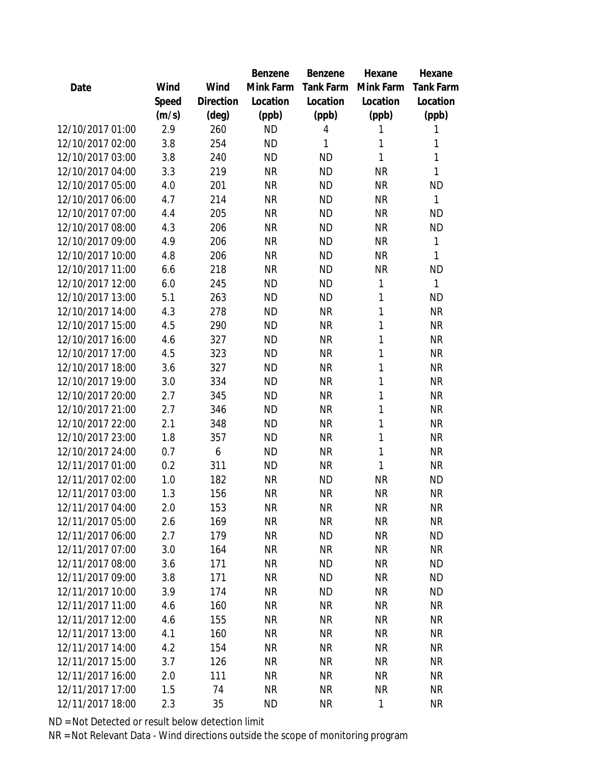| Date | Wind Speed (m/s) | Wind Direction (deg) | Benzene Mink Farm Location (ppb) | Benzene Tank Farm Location (ppb) | Hexane Mink Farm Location (ppb) | Hexane Tank Farm Location (ppb) |
|---|---|---|---|---|---|---|
| 12/10/2017 01:00 | 2.9 | 260 | ND | 4 | 1 | 1 |
| 12/10/2017 02:00 | 3.8 | 254 | ND | 1 | 1 | 1 |
| 12/10/2017 03:00 | 3.8 | 240 | ND | ND | 1 | 1 |
| 12/10/2017 04:00 | 3.3 | 219 | NR | ND | NR | 1 |
| 12/10/2017 05:00 | 4.0 | 201 | NR | ND | NR | ND |
| 12/10/2017 06:00 | 4.7 | 214 | NR | ND | NR | 1 |
| 12/10/2017 07:00 | 4.4 | 205 | NR | ND | NR | ND |
| 12/10/2017 08:00 | 4.3 | 206 | NR | ND | NR | ND |
| 12/10/2017 09:00 | 4.9 | 206 | NR | ND | NR | 1 |
| 12/10/2017 10:00 | 4.8 | 206 | NR | ND | NR | 1 |
| 12/10/2017 11:00 | 6.6 | 218 | NR | ND | NR | ND |
| 12/10/2017 12:00 | 6.0 | 245 | ND | ND | 1 | 1 |
| 12/10/2017 13:00 | 5.1 | 263 | ND | ND | 1 | ND |
| 12/10/2017 14:00 | 4.3 | 278 | ND | NR | 1 | NR |
| 12/10/2017 15:00 | 4.5 | 290 | ND | NR | 1 | NR |
| 12/10/2017 16:00 | 4.6 | 327 | ND | NR | 1 | NR |
| 12/10/2017 17:00 | 4.5 | 323 | ND | NR | 1 | NR |
| 12/10/2017 18:00 | 3.6 | 327 | ND | NR | 1 | NR |
| 12/10/2017 19:00 | 3.0 | 334 | ND | NR | 1 | NR |
| 12/10/2017 20:00 | 2.7 | 345 | ND | NR | 1 | NR |
| 12/10/2017 21:00 | 2.7 | 346 | ND | NR | 1 | NR |
| 12/10/2017 22:00 | 2.1 | 348 | ND | NR | 1 | NR |
| 12/10/2017 23:00 | 1.8 | 357 | ND | NR | 1 | NR |
| 12/10/2017 24:00 | 0.7 | 6 | ND | NR | 1 | NR |
| 12/11/2017 01:00 | 0.2 | 311 | ND | NR | 1 | NR |
| 12/11/2017 02:00 | 1.0 | 182 | NR | ND | NR | ND |
| 12/11/2017 03:00 | 1.3 | 156 | NR | NR | NR | NR |
| 12/11/2017 04:00 | 2.0 | 153 | NR | NR | NR | NR |
| 12/11/2017 05:00 | 2.6 | 169 | NR | NR | NR | NR |
| 12/11/2017 06:00 | 2.7 | 179 | NR | ND | NR | ND |
| 12/11/2017 07:00 | 3.0 | 164 | NR | NR | NR | NR |
| 12/11/2017 08:00 | 3.6 | 171 | NR | ND | NR | ND |
| 12/11/2017 09:00 | 3.8 | 171 | NR | ND | NR | ND |
| 12/11/2017 10:00 | 3.9 | 174 | NR | ND | NR | ND |
| 12/11/2017 11:00 | 4.6 | 160 | NR | NR | NR | NR |
| 12/11/2017 12:00 | 4.6 | 155 | NR | NR | NR | NR |
| 12/11/2017 13:00 | 4.1 | 160 | NR | NR | NR | NR |
| 12/11/2017 14:00 | 4.2 | 154 | NR | NR | NR | NR |
| 12/11/2017 15:00 | 3.7 | 126 | NR | NR | NR | NR |
| 12/11/2017 16:00 | 2.0 | 111 | NR | NR | NR | NR |
| 12/11/2017 17:00 | 1.5 | 74 | NR | NR | NR | NR |
| 12/11/2017 18:00 | 2.3 | 35 | ND | NR | 1 | NR |

ND = Not Detected or result below detection limit

NR = Not Relevant Data - Wind directions outside the scope of monitoring program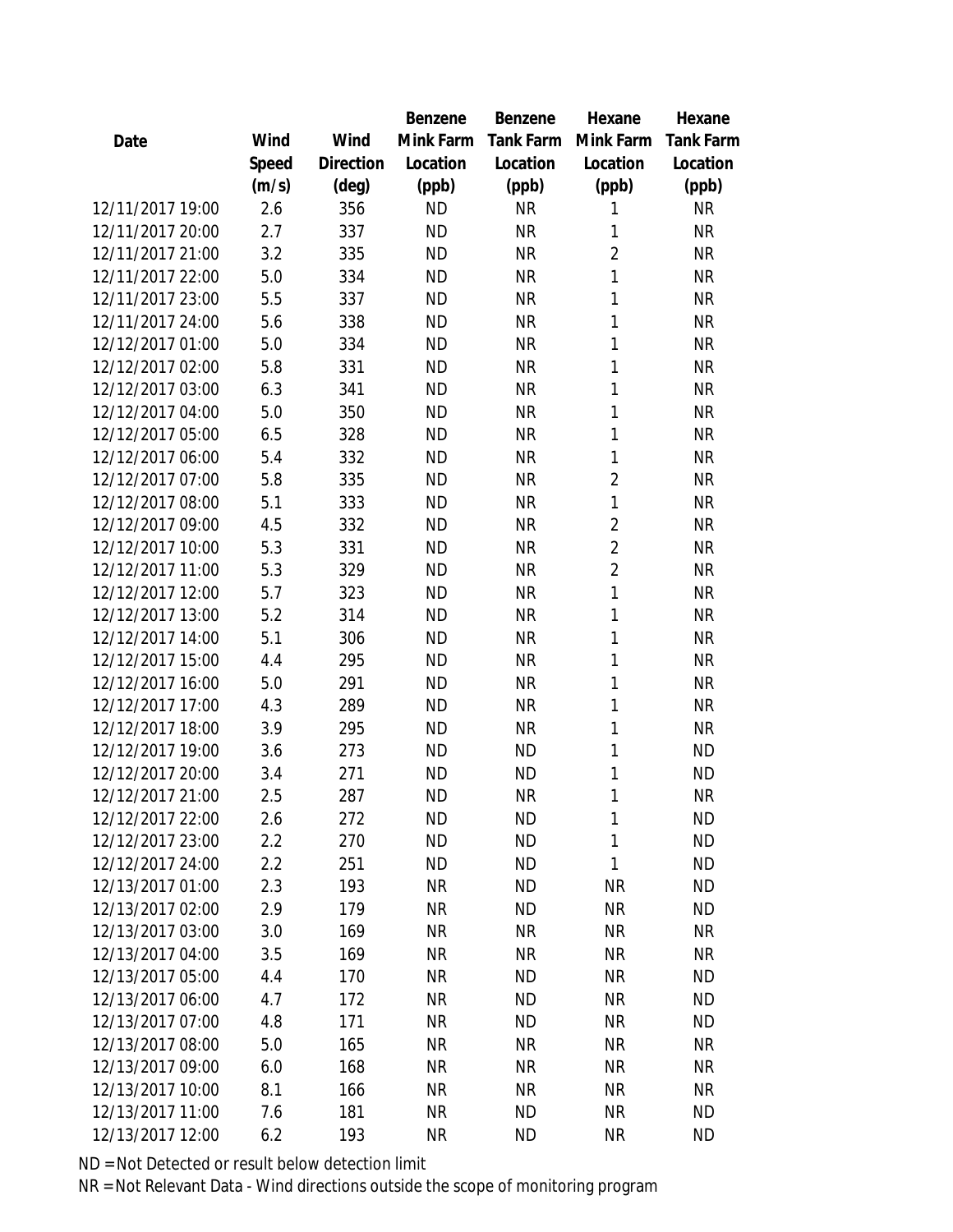| Date | Wind Speed (m/s) | Wind Direction (deg) | Benzene Mink Farm Location (ppb) | Benzene Tank Farm Location (ppb) | Hexane Mink Farm Location (ppb) | Hexane Tank Farm Location (ppb) |
|---|---|---|---|---|---|---|
| 12/11/2017 19:00 | 2.6 | 356 | ND | NR | 1 | NR |
| 12/11/2017 20:00 | 2.7 | 337 | ND | NR | 1 | NR |
| 12/11/2017 21:00 | 3.2 | 335 | ND | NR | 2 | NR |
| 12/11/2017 22:00 | 5.0 | 334 | ND | NR | 1 | NR |
| 12/11/2017 23:00 | 5.5 | 337 | ND | NR | 1 | NR |
| 12/11/2017 24:00 | 5.6 | 338 | ND | NR | 1 | NR |
| 12/12/2017 01:00 | 5.0 | 334 | ND | NR | 1 | NR |
| 12/12/2017 02:00 | 5.8 | 331 | ND | NR | 1 | NR |
| 12/12/2017 03:00 | 6.3 | 341 | ND | NR | 1 | NR |
| 12/12/2017 04:00 | 5.0 | 350 | ND | NR | 1 | NR |
| 12/12/2017 05:00 | 6.5 | 328 | ND | NR | 1 | NR |
| 12/12/2017 06:00 | 5.4 | 332 | ND | NR | 1 | NR |
| 12/12/2017 07:00 | 5.8 | 335 | ND | NR | 2 | NR |
| 12/12/2017 08:00 | 5.1 | 333 | ND | NR | 1 | NR |
| 12/12/2017 09:00 | 4.5 | 332 | ND | NR | 2 | NR |
| 12/12/2017 10:00 | 5.3 | 331 | ND | NR | 2 | NR |
| 12/12/2017 11:00 | 5.3 | 329 | ND | NR | 2 | NR |
| 12/12/2017 12:00 | 5.7 | 323 | ND | NR | 1 | NR |
| 12/12/2017 13:00 | 5.2 | 314 | ND | NR | 1 | NR |
| 12/12/2017 14:00 | 5.1 | 306 | ND | NR | 1 | NR |
| 12/12/2017 15:00 | 4.4 | 295 | ND | NR | 1 | NR |
| 12/12/2017 16:00 | 5.0 | 291 | ND | NR | 1 | NR |
| 12/12/2017 17:00 | 4.3 | 289 | ND | NR | 1 | NR |
| 12/12/2017 18:00 | 3.9 | 295 | ND | NR | 1 | NR |
| 12/12/2017 19:00 | 3.6 | 273 | ND | ND | 1 | ND |
| 12/12/2017 20:00 | 3.4 | 271 | ND | ND | 1 | ND |
| 12/12/2017 21:00 | 2.5 | 287 | ND | NR | 1 | NR |
| 12/12/2017 22:00 | 2.6 | 272 | ND | ND | 1 | ND |
| 12/12/2017 23:00 | 2.2 | 270 | ND | ND | 1 | ND |
| 12/12/2017 24:00 | 2.2 | 251 | ND | ND | 1 | ND |
| 12/13/2017 01:00 | 2.3 | 193 | NR | ND | NR | ND |
| 12/13/2017 02:00 | 2.9 | 179 | NR | ND | NR | ND |
| 12/13/2017 03:00 | 3.0 | 169 | NR | NR | NR | NR |
| 12/13/2017 04:00 | 3.5 | 169 | NR | NR | NR | NR |
| 12/13/2017 05:00 | 4.4 | 170 | NR | ND | NR | ND |
| 12/13/2017 06:00 | 4.7 | 172 | NR | ND | NR | ND |
| 12/13/2017 07:00 | 4.8 | 171 | NR | ND | NR | ND |
| 12/13/2017 08:00 | 5.0 | 165 | NR | NR | NR | NR |
| 12/13/2017 09:00 | 6.0 | 168 | NR | NR | NR | NR |
| 12/13/2017 10:00 | 8.1 | 166 | NR | NR | NR | NR |
| 12/13/2017 11:00 | 7.6 | 181 | NR | ND | NR | ND |
| 12/13/2017 12:00 | 6.2 | 193 | NR | ND | NR | ND |

ND = Not Detected or result below detection limit

NR = Not Relevant Data - Wind directions outside the scope of monitoring program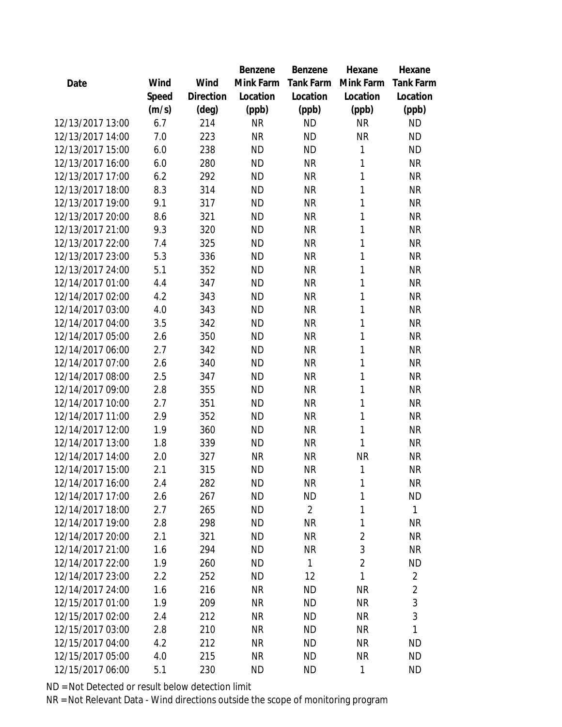| Date | Wind Speed (m/s) | Wind Direction (deg) | Benzene Mink Farm Location (ppb) | Benzene Tank Farm Location (ppb) | Hexane Mink Farm Location (ppb) | Hexane Tank Farm Location (ppb) |
|---|---|---|---|---|---|---|
| 12/13/2017 13:00 | 6.7 | 214 | NR | ND | NR | ND |
| 12/13/2017 14:00 | 7.0 | 223 | NR | ND | NR | ND |
| 12/13/2017 15:00 | 6.0 | 238 | ND | ND | 1 | ND |
| 12/13/2017 16:00 | 6.0 | 280 | ND | NR | 1 | NR |
| 12/13/2017 17:00 | 6.2 | 292 | ND | NR | 1 | NR |
| 12/13/2017 18:00 | 8.3 | 314 | ND | NR | 1 | NR |
| 12/13/2017 19:00 | 9.1 | 317 | ND | NR | 1 | NR |
| 12/13/2017 20:00 | 8.6 | 321 | ND | NR | 1 | NR |
| 12/13/2017 21:00 | 9.3 | 320 | ND | NR | 1 | NR |
| 12/13/2017 22:00 | 7.4 | 325 | ND | NR | 1 | NR |
| 12/13/2017 23:00 | 5.3 | 336 | ND | NR | 1 | NR |
| 12/13/2017 24:00 | 5.1 | 352 | ND | NR | 1 | NR |
| 12/14/2017 01:00 | 4.4 | 347 | ND | NR | 1 | NR |
| 12/14/2017 02:00 | 4.2 | 343 | ND | NR | 1 | NR |
| 12/14/2017 03:00 | 4.0 | 343 | ND | NR | 1 | NR |
| 12/14/2017 04:00 | 3.5 | 342 | ND | NR | 1 | NR |
| 12/14/2017 05:00 | 2.6 | 350 | ND | NR | 1 | NR |
| 12/14/2017 06:00 | 2.7 | 342 | ND | NR | 1 | NR |
| 12/14/2017 07:00 | 2.6 | 340 | ND | NR | 1 | NR |
| 12/14/2017 08:00 | 2.5 | 347 | ND | NR | 1 | NR |
| 12/14/2017 09:00 | 2.8 | 355 | ND | NR | 1 | NR |
| 12/14/2017 10:00 | 2.7 | 351 | ND | NR | 1 | NR |
| 12/14/2017 11:00 | 2.9 | 352 | ND | NR | 1 | NR |
| 12/14/2017 12:00 | 1.9 | 360 | ND | NR | 1 | NR |
| 12/14/2017 13:00 | 1.8 | 339 | ND | NR | 1 | NR |
| 12/14/2017 14:00 | 2.0 | 327 | NR | NR | NR | NR |
| 12/14/2017 15:00 | 2.1 | 315 | ND | NR | 1 | NR |
| 12/14/2017 16:00 | 2.4 | 282 | ND | NR | 1 | NR |
| 12/14/2017 17:00 | 2.6 | 267 | ND | ND | 1 | ND |
| 12/14/2017 18:00 | 2.7 | 265 | ND | 2 | 1 | 1 |
| 12/14/2017 19:00 | 2.8 | 298 | ND | NR | 1 | NR |
| 12/14/2017 20:00 | 2.1 | 321 | ND | NR | 2 | NR |
| 12/14/2017 21:00 | 1.6 | 294 | ND | NR | 3 | NR |
| 12/14/2017 22:00 | 1.9 | 260 | ND | 1 | 2 | ND |
| 12/14/2017 23:00 | 2.2 | 252 | ND | 12 | 1 | 2 |
| 12/14/2017 24:00 | 1.6 | 216 | NR | ND | NR | 2 |
| 12/15/2017 01:00 | 1.9 | 209 | NR | ND | NR | 3 |
| 12/15/2017 02:00 | 2.4 | 212 | NR | ND | NR | 3 |
| 12/15/2017 03:00 | 2.8 | 210 | NR | ND | NR | 1 |
| 12/15/2017 04:00 | 4.2 | 212 | NR | ND | NR | ND |
| 12/15/2017 05:00 | 4.0 | 215 | NR | ND | NR | ND |
| 12/15/2017 06:00 | 5.1 | 230 | ND | ND | 1 | ND |

ND = Not Detected or result below detection limit

NR = Not Relevant Data - Wind directions outside the scope of monitoring program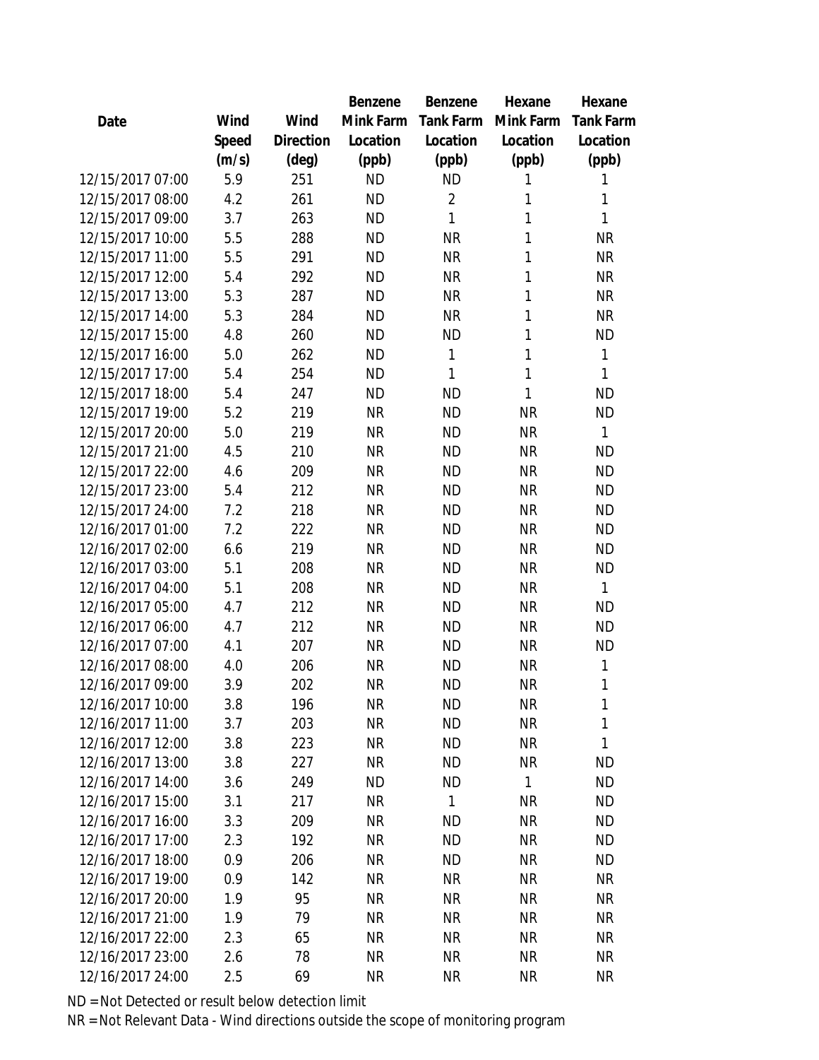| Date | Wind Speed (m/s) | Wind Direction (deg) | Benzene Mink Farm Location (ppb) | Benzene Tank Farm Location (ppb) | Hexane Mink Farm Location (ppb) | Hexane Tank Farm Location (ppb) |
|---|---|---|---|---|---|---|
| 12/15/2017 07:00 | 5.9 | 251 | ND | ND | 1 | 1 |
| 12/15/2017 08:00 | 4.2 | 261 | ND | 2 | 1 | 1 |
| 12/15/2017 09:00 | 3.7 | 263 | ND | 1 | 1 | 1 |
| 12/15/2017 10:00 | 5.5 | 288 | ND | NR | 1 | NR |
| 12/15/2017 11:00 | 5.5 | 291 | ND | NR | 1 | NR |
| 12/15/2017 12:00 | 5.4 | 292 | ND | NR | 1 | NR |
| 12/15/2017 13:00 | 5.3 | 287 | ND | NR | 1 | NR |
| 12/15/2017 14:00 | 5.3 | 284 | ND | NR | 1 | NR |
| 12/15/2017 15:00 | 4.8 | 260 | ND | ND | 1 | ND |
| 12/15/2017 16:00 | 5.0 | 262 | ND | 1 | 1 | 1 |
| 12/15/2017 17:00 | 5.4 | 254 | ND | 1 | 1 | 1 |
| 12/15/2017 18:00 | 5.4 | 247 | ND | ND | 1 | ND |
| 12/15/2017 19:00 | 5.2 | 219 | NR | ND | NR | ND |
| 12/15/2017 20:00 | 5.0 | 219 | NR | ND | NR | 1 |
| 12/15/2017 21:00 | 4.5 | 210 | NR | ND | NR | ND |
| 12/15/2017 22:00 | 4.6 | 209 | NR | ND | NR | ND |
| 12/15/2017 23:00 | 5.4 | 212 | NR | ND | NR | ND |
| 12/15/2017 24:00 | 7.2 | 218 | NR | ND | NR | ND |
| 12/16/2017 01:00 | 7.2 | 222 | NR | ND | NR | ND |
| 12/16/2017 02:00 | 6.6 | 219 | NR | ND | NR | ND |
| 12/16/2017 03:00 | 5.1 | 208 | NR | ND | NR | ND |
| 12/16/2017 04:00 | 5.1 | 208 | NR | ND | NR | 1 |
| 12/16/2017 05:00 | 4.7 | 212 | NR | ND | NR | ND |
| 12/16/2017 06:00 | 4.7 | 212 | NR | ND | NR | ND |
| 12/16/2017 07:00 | 4.1 | 207 | NR | ND | NR | ND |
| 12/16/2017 08:00 | 4.0 | 206 | NR | ND | NR | 1 |
| 12/16/2017 09:00 | 3.9 | 202 | NR | ND | NR | 1 |
| 12/16/2017 10:00 | 3.8 | 196 | NR | ND | NR | 1 |
| 12/16/2017 11:00 | 3.7 | 203 | NR | ND | NR | 1 |
| 12/16/2017 12:00 | 3.8 | 223 | NR | ND | NR | 1 |
| 12/16/2017 13:00 | 3.8 | 227 | NR | ND | NR | ND |
| 12/16/2017 14:00 | 3.6 | 249 | ND | ND | 1 | ND |
| 12/16/2017 15:00 | 3.1 | 217 | NR | 1 | NR | ND |
| 12/16/2017 16:00 | 3.3 | 209 | NR | ND | NR | ND |
| 12/16/2017 17:00 | 2.3 | 192 | NR | ND | NR | ND |
| 12/16/2017 18:00 | 0.9 | 206 | NR | ND | NR | ND |
| 12/16/2017 19:00 | 0.9 | 142 | NR | NR | NR | NR |
| 12/16/2017 20:00 | 1.9 | 95 | NR | NR | NR | NR |
| 12/16/2017 21:00 | 1.9 | 79 | NR | NR | NR | NR |
| 12/16/2017 22:00 | 2.3 | 65 | NR | NR | NR | NR |
| 12/16/2017 23:00 | 2.6 | 78 | NR | NR | NR | NR |
| 12/16/2017 24:00 | 2.5 | 69 | NR | NR | NR | NR |

ND = Not Detected or result below detection limit

NR = Not Relevant Data - Wind directions outside the scope of monitoring program